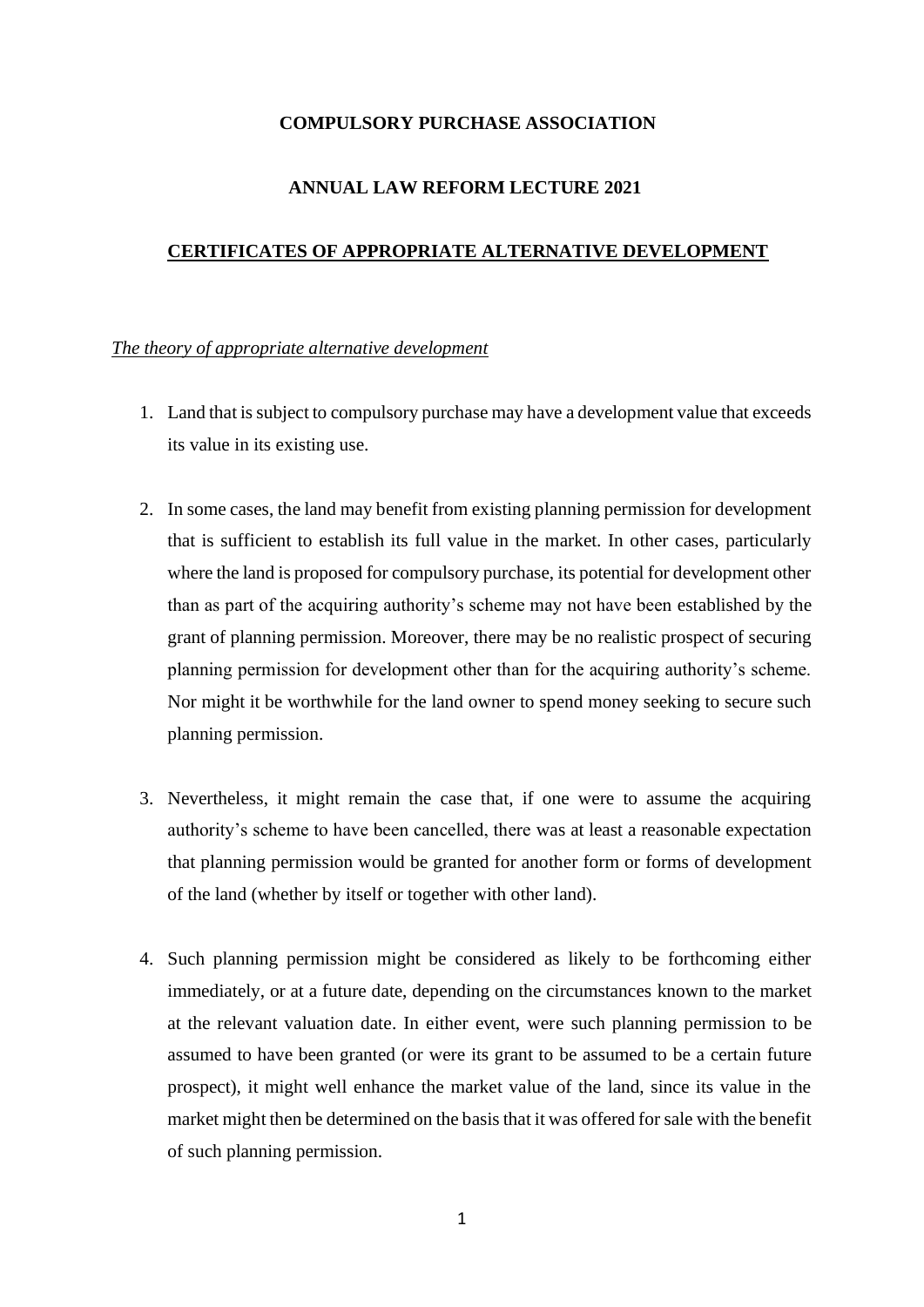**COMPULSORY PURCHASE ASSOCIATION**

**ANNUAL LAW REFORM LECTURE 2021**

**<u>CERTIFICATES OF APPROPRIATE ALTERNATIVE DEVELOPMENT</u>**

*<u>The theory of appropriate alternative development</u>*

1. Land that is subject to compulsory purchase may have a development value that exceeds its value in its existing use.

2. In some cases, the land may benefit from existing planning permission for development that is sufficient to establish its full value in the market. In other cases, particularly where the land is proposed for compulsory purchase, its potential for development other than as part of the acquiring authority's scheme may not have been established by the grant of planning permission. Moreover, there may be no realistic prospect of securing planning permission for development other than for the acquiring authority's scheme. Nor might it be worthwhile for the land owner to spend money seeking to secure such planning permission.

3. Nevertheless, it might remain the case that, if one were to assume the acquiring authority's scheme to have been cancelled, there was at least a reasonable expectation that planning permission would be granted for another form or forms of development of the land (whether by itself or together with other land).

4. Such planning permission might be considered as likely to be forthcoming either immediately, or at a future date, depending on the circumstances known to the market at the relevant valuation date. In either event, were such planning permission to be assumed to have been granted (or were its grant to be assumed to be a certain future prospect), it might well enhance the market value of the land, since its value in the market might then be determined on the basis that it was offered for sale with the benefit of such planning permission.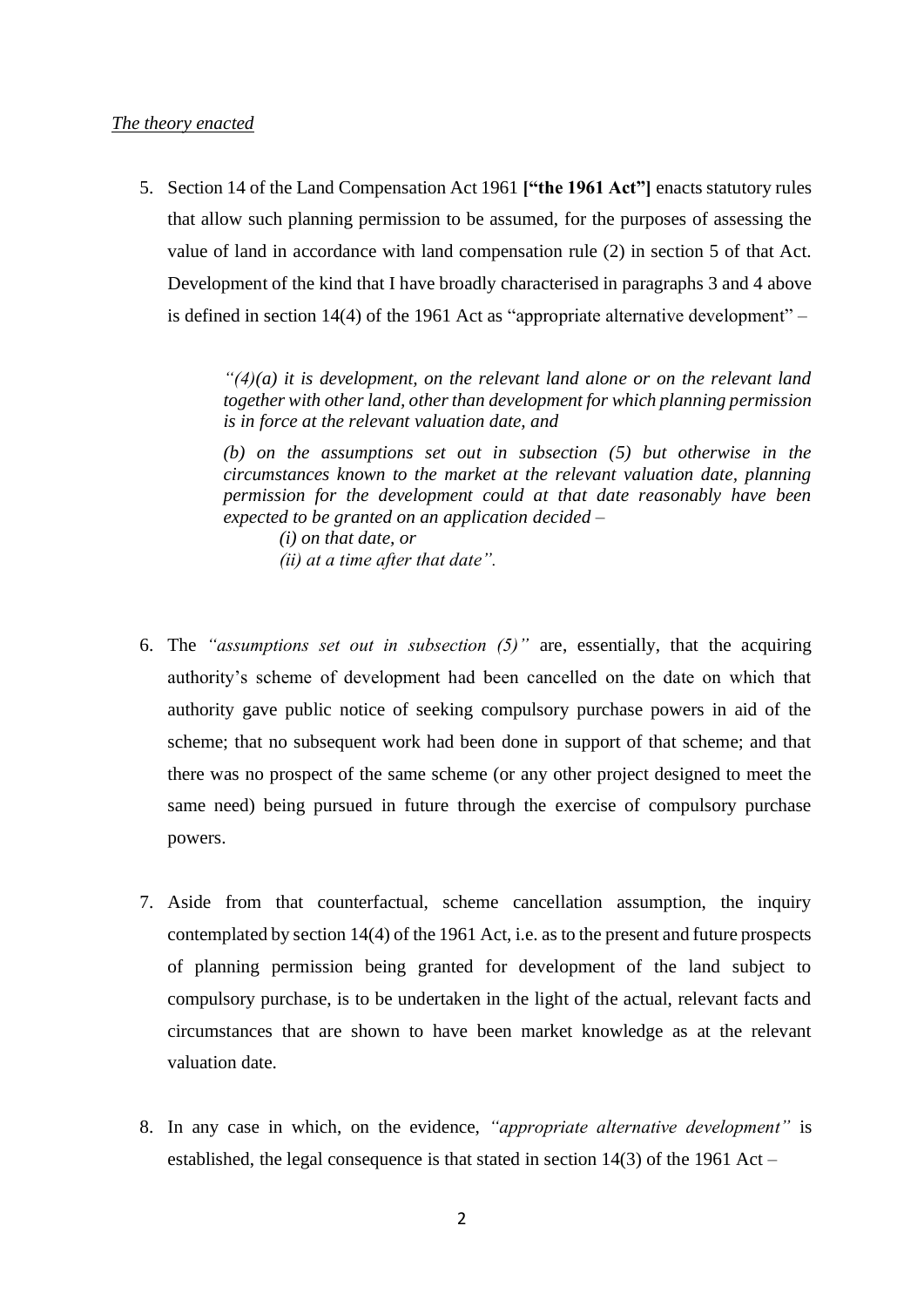*The theory enacted*

5. Section 14 of the Land Compensation Act 1961 **["the 1961 Act"]** enacts statutory rules that allow such planning permission to be assumed, for the purposes of assessing the value of land in accordance with land compensation rule (2) in section 5 of that Act. Development of the kind that I have broadly characterised in paragraphs 3 and 4 above is defined in section 14(4) of the 1961 Act as "appropriate alternative development" –

   > *"(4)(a) it is development, on the relevant land alone or on the relevant land together with other land, other than development for which planning permission is in force at the relevant valuation date, and*
   >
   > *(b) on the assumptions set out in subsection (5) but otherwise in the circumstances known to the market at the relevant valuation date, planning permission for the development could at that date reasonably have been expected to be granted on an application decided –*
   >
   > *(i) on that date, or*
   > *(ii) at a time after that date".*

6. The *"assumptions set out in subsection (5)"* are, essentially, that the acquiring authority's scheme of development had been cancelled on the date on which that authority gave public notice of seeking compulsory purchase powers in aid of the scheme; that no subsequent work had been done in support of that scheme; and that there was no prospect of the same scheme (or any other project designed to meet the same need) being pursued in future through the exercise of compulsory purchase powers.

7. Aside from that counterfactual, scheme cancellation assumption, the inquiry contemplated by section 14(4) of the 1961 Act, i.e. as to the present and future prospects of planning permission being granted for development of the land subject to compulsory purchase, is to be undertaken in the light of the actual, relevant facts and circumstances that are shown to have been market knowledge as at the relevant valuation date.

8. In any case in which, on the evidence, *"appropriate alternative development"* is established, the legal consequence is that stated in section 14(3) of the 1961 Act –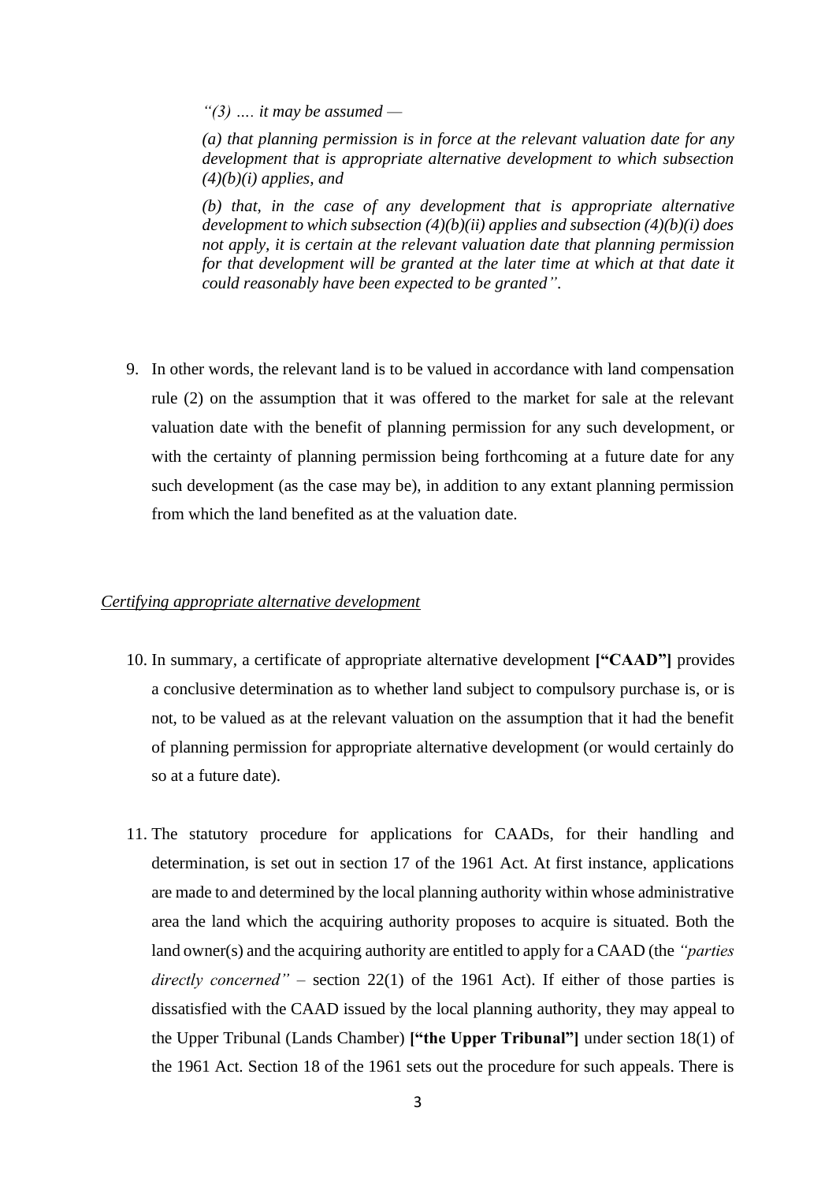> *"(3) …. it may be assumed —*
>
> *(a) that planning permission is in force at the relevant valuation date for any development that is appropriate alternative development to which subsection (4)(b)(i) applies, and*
>
> *(b) that, in the case of any development that is appropriate alternative development to which subsection (4)(b)(ii) applies and subsection (4)(b)(i) does not apply, it is certain at the relevant valuation date that planning permission for that development will be granted at the later time at which at that date it could reasonably have been expected to be granted".*

9. In other words, the relevant land is to be valued in accordance with land compensation rule (2) on the assumption that it was offered to the market for sale at the relevant valuation date with the benefit of planning permission for any such development, or with the certainty of planning permission being forthcoming at a future date for any such development (as the case may be), in addition to any extant planning permission from which the land benefited as at the valuation date.

*Certifying appropriate alternative development*

10. In summary, a certificate of appropriate alternative development **["CAAD"]** provides a conclusive determination as to whether land subject to compulsory purchase is, or is not, to be valued as at the relevant valuation on the assumption that it had the benefit of planning permission for appropriate alternative development (or would certainly do so at a future date).

11. The statutory procedure for applications for CAADs, for their handling and determination, is set out in section 17 of the 1961 Act. At first instance, applications are made to and determined by the local planning authority within whose administrative area the land which the acquiring authority proposes to acquire is situated. Both the land owner(s) and the acquiring authority are entitled to apply for a CAAD (the *"parties directly concerned"* – section 22(1) of the 1961 Act). If either of those parties is dissatisfied with the CAAD issued by the local planning authority, they may appeal to the Upper Tribunal (Lands Chamber) **["the Upper Tribunal"]** under section 18(1) of the 1961 Act. Section 18 of the 1961 sets out the procedure for such appeals. There is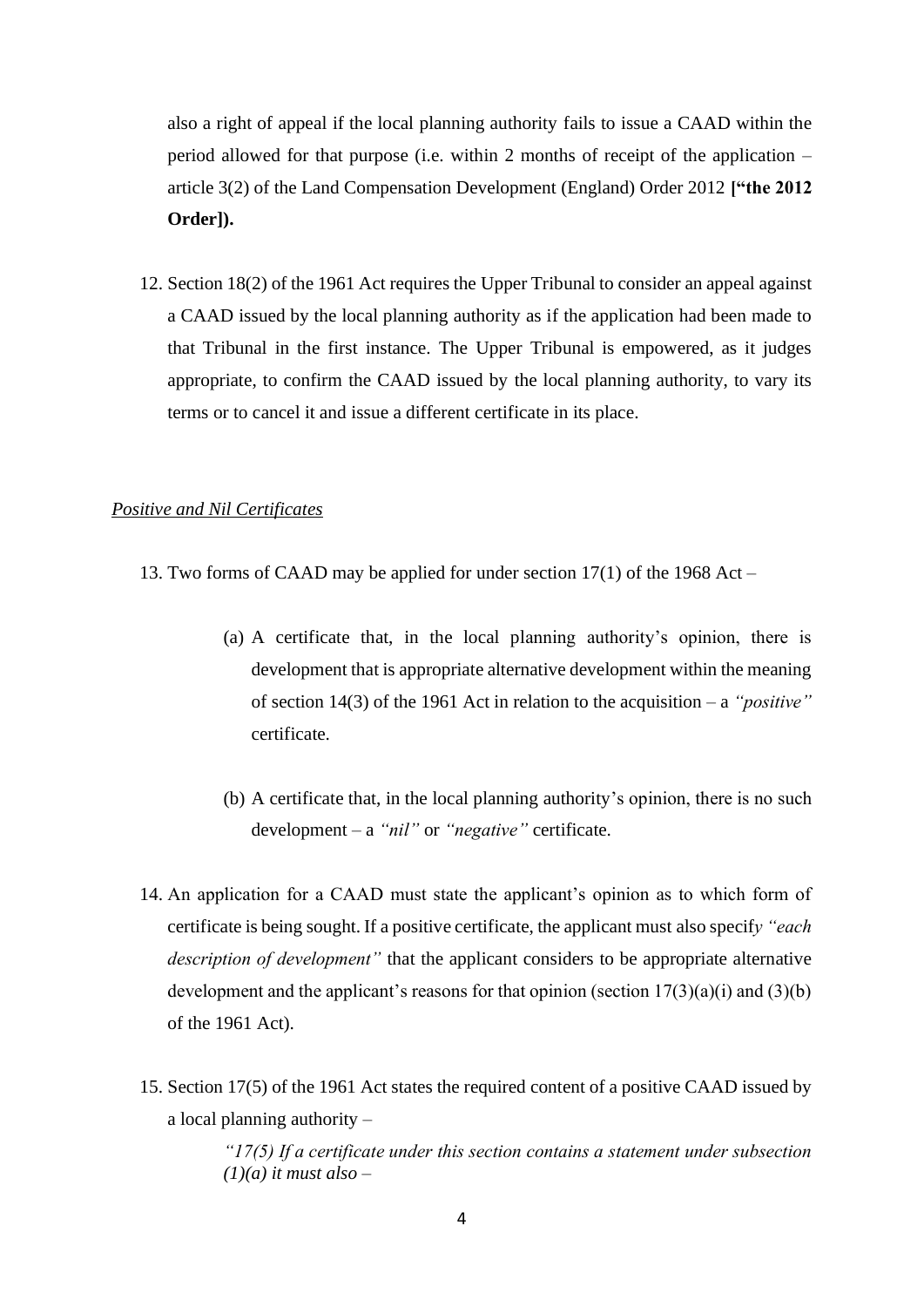also a right of appeal if the local planning authority fails to issue a CAAD within the period allowed for that purpose (i.e. within 2 months of receipt of the application – article 3(2) of the Land Compensation Development (England) Order 2012 **["the 2012 Order]).**

12. Section 18(2) of the 1961 Act requires the Upper Tribunal to consider an appeal against a CAAD issued by the local planning authority as if the application had been made to that Tribunal in the first instance. The Upper Tribunal is empowered, as it judges appropriate, to confirm the CAAD issued by the local planning authority, to vary its terms or to cancel it and issue a different certificate in its place.

*Positive and Nil Certificates*

13. Two forms of CAAD may be applied for under section 17(1) of the 1968 Act –

    (a) A certificate that, in the local planning authority's opinion, there is development that is appropriate alternative development within the meaning of section 14(3) of the 1961 Act in relation to the acquisition – a *"positive"* certificate.

    (b) A certificate that, in the local planning authority's opinion, there is no such development – a *"nil"* or *"negative"* certificate.

14. An application for a CAAD must state the applicant's opinion as to which form of certificate is being sought. If a positive certificate, the applicant must also specif*y "each description of development"* that the applicant considers to be appropriate alternative development and the applicant's reasons for that opinion (section 17(3)(a)(i) and (3)(b) of the 1961 Act).

15. Section 17(5) of the 1961 Act states the required content of a positive CAAD issued by a local planning authority –

    *"17(5) If a certificate under this section contains a statement under subsection (1)(a) it must also –*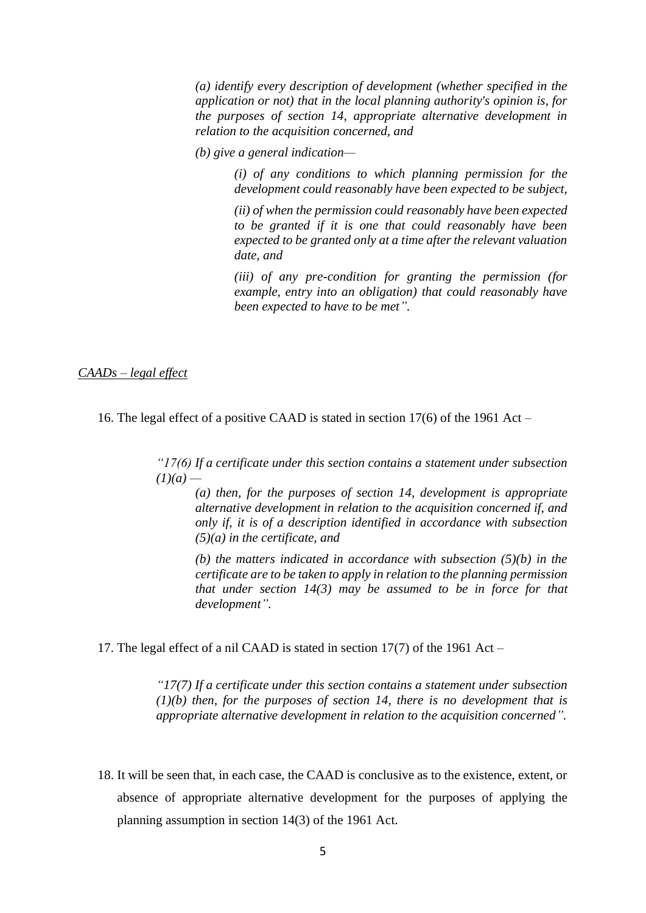> *(a) identify every description of development (whether specified in the application or not) that in the local planning authority's opinion is, for the purposes of section 14, appropriate alternative development in relation to the acquisition concerned, and*
>
> *(b) give a general indication—*
>
> > *(i) of any conditions to which planning permission for the development could reasonably have been expected to be subject,*
> >
> > *(ii) of when the permission could reasonably have been expected to be granted if it is one that could reasonably have been expected to be granted only at a time after the relevant valuation date, and*
> >
> > *(iii) of any pre-condition for granting the permission (for example, entry into an obligation) that could reasonably have been expected to have to be met".*

<u>*CAADs – legal effect*</u>

16. The legal effect of a positive CAAD is stated in section 17(6) of the 1961 Act –

> *"17(6) If a certificate under this section contains a statement under subsection (1)(a) —*
>
> > *(a) then, for the purposes of section 14, development is appropriate alternative development in relation to the acquisition concerned if, and only if, it is of a description identified in accordance with subsection (5)(a) in the certificate, and*
> >
> > *(b) the matters indicated in accordance with subsection (5)(b) in the certificate are to be taken to apply in relation to the planning permission that under section 14(3) may be assumed to be in force for that development".*

17. The legal effect of a nil CAAD is stated in section 17(7) of the 1961 Act –

> *"17(7) If a certificate under this section contains a statement under subsection (1)(b) then, for the purposes of section 14, there is no development that is appropriate alternative development in relation to the acquisition concerned".*

18. It will be seen that, in each case, the CAAD is conclusive as to the existence, extent, or absence of appropriate alternative development for the purposes of applying the planning assumption in section 14(3) of the 1961 Act.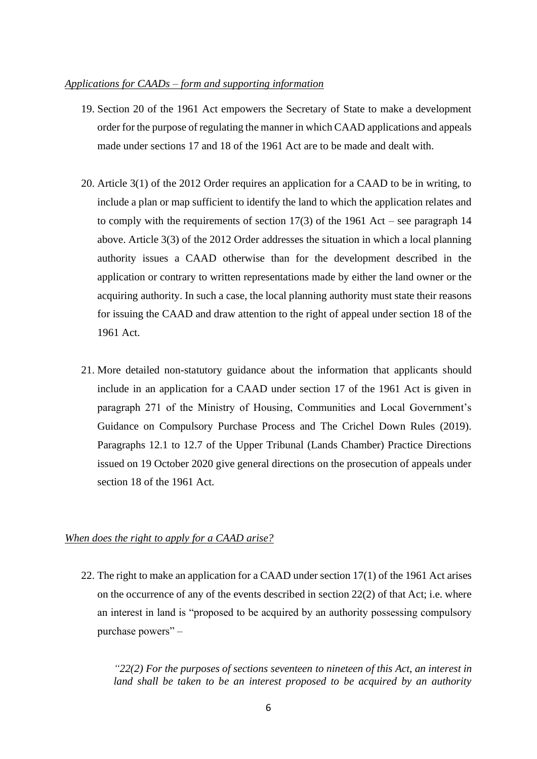*Applications for CAADs – form and supporting information*

19. Section 20 of the 1961 Act empowers the Secretary of State to make a development order for the purpose of regulating the manner in which CAAD applications and appeals made under sections 17 and 18 of the 1961 Act are to be made and dealt with.

20. Article 3(1) of the 2012 Order requires an application for a CAAD to be in writing, to include a plan or map sufficient to identify the land to which the application relates and to comply with the requirements of section 17(3) of the 1961 Act – see paragraph 14 above. Article 3(3) of the 2012 Order addresses the situation in which a local planning authority issues a CAAD otherwise than for the development described in the application or contrary to written representations made by either the land owner or the acquiring authority. In such a case, the local planning authority must state their reasons for issuing the CAAD and draw attention to the right of appeal under section 18 of the 1961 Act.

21. More detailed non-statutory guidance about the information that applicants should include in an application for a CAAD under section 17 of the 1961 Act is given in paragraph 271 of the Ministry of Housing, Communities and Local Government's Guidance on Compulsory Purchase Process and The Crichel Down Rules (2019). Paragraphs 12.1 to 12.7 of the Upper Tribunal (Lands Chamber) Practice Directions issued on 19 October 2020 give general directions on the prosecution of appeals under section 18 of the 1961 Act.

*When does the right to apply for a CAAD arise?*

22. The right to make an application for a CAAD under section 17(1) of the 1961 Act arises on the occurrence of any of the events described in section 22(2) of that Act; i.e. where an interest in land is "proposed to be acquired by an authority possessing compulsory purchase powers" –

> *"22(2) For the purposes of sections seventeen to nineteen of this Act, an interest in land shall be taken to be an interest proposed to be acquired by an authority*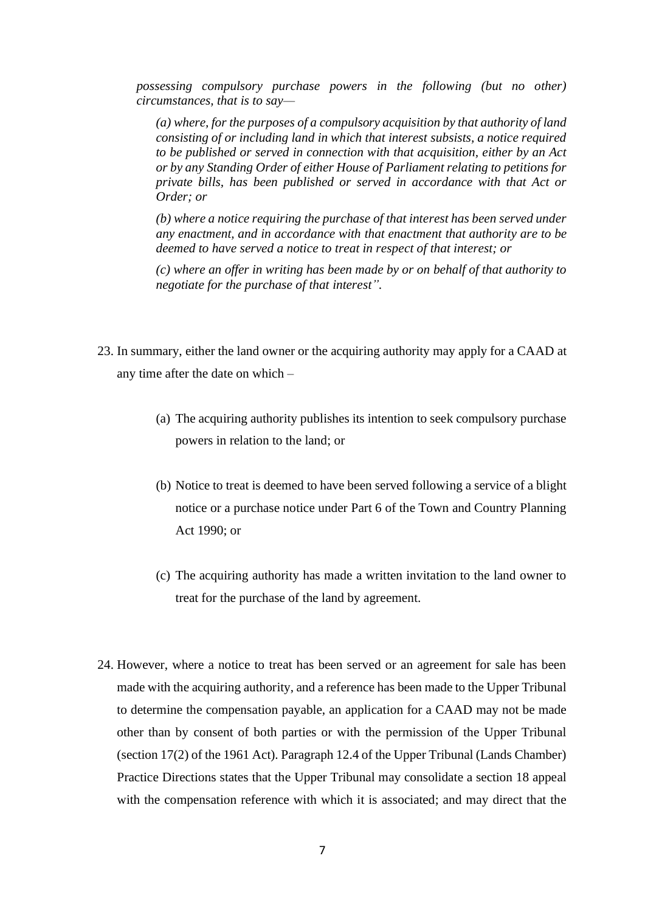*possessing compulsory purchase powers in the following (but no other) circumstances, that is to say—*

> *(a) where, for the purposes of a compulsory acquisition by that authority of land consisting of or including land in which that interest subsists, a notice required to be published or served in connection with that acquisition, either by an Act or by any Standing Order of either House of Parliament relating to petitions for private bills, has been published or served in accordance with that Act or Order; or*
>
> *(b) where a notice requiring the purchase of that interest has been served under any enactment, and in accordance with that enactment that authority are to be deemed to have served a notice to treat in respect of that interest; or*
>
> *(c) where an offer in writing has been made by or on behalf of that authority to negotiate for the purchase of that interest".*

23. In summary, either the land owner or the acquiring authority may apply for a CAAD at any time after the date on which –

    (a) The acquiring authority publishes its intention to seek compulsory purchase powers in relation to the land; or

    (b) Notice to treat is deemed to have been served following a service of a blight notice or a purchase notice under Part 6 of the Town and Country Planning Act 1990; or

    (c) The acquiring authority has made a written invitation to the land owner to treat for the purchase of the land by agreement.

24. However, where a notice to treat has been served or an agreement for sale has been made with the acquiring authority, and a reference has been made to the Upper Tribunal to determine the compensation payable, an application for a CAAD may not be made other than by consent of both parties or with the permission of the Upper Tribunal (section 17(2) of the 1961 Act). Paragraph 12.4 of the Upper Tribunal (Lands Chamber) Practice Directions states that the Upper Tribunal may consolidate a section 18 appeal with the compensation reference with which it is associated; and may direct that the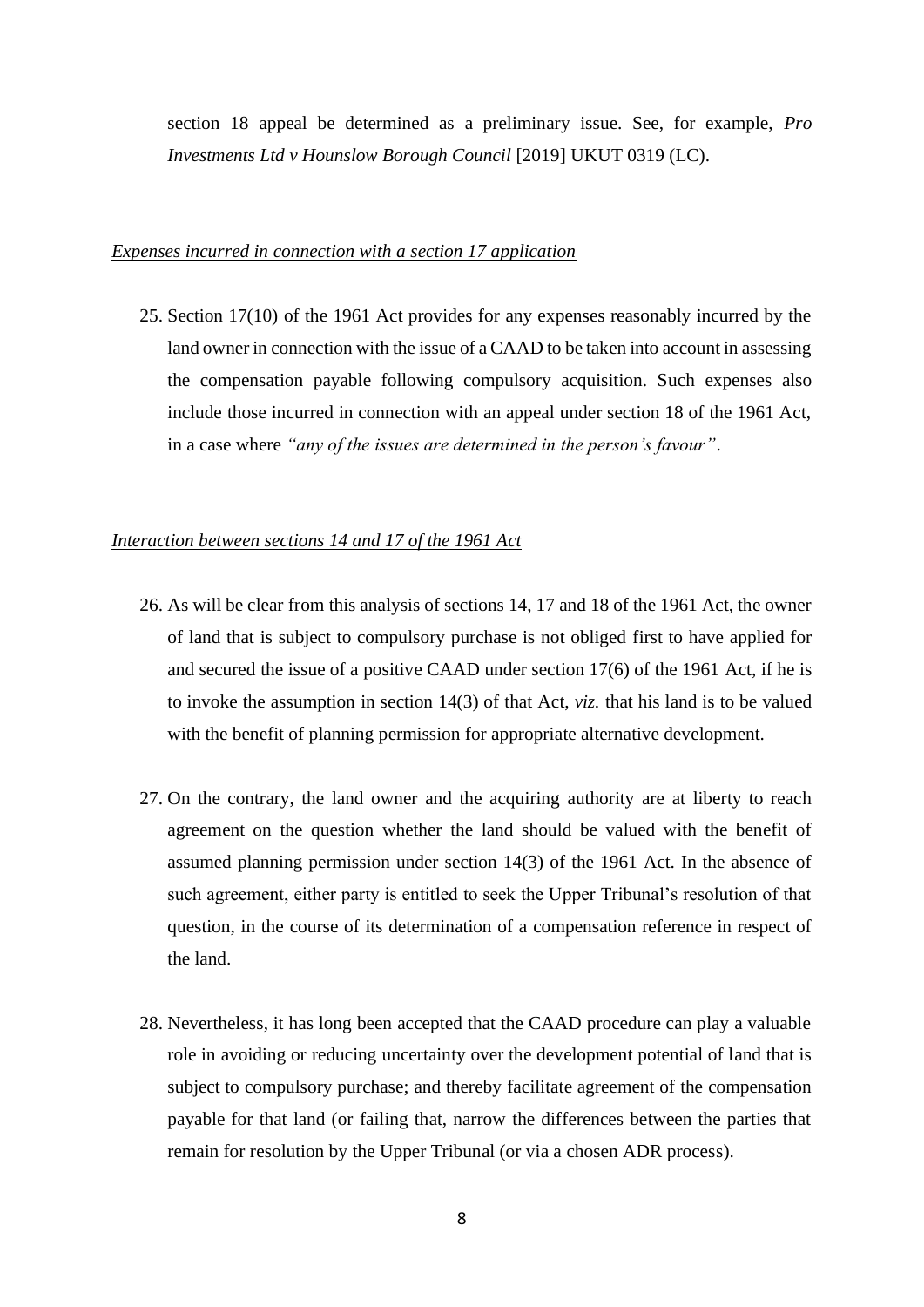section 18 appeal be determined as a preliminary issue. See, for example, *Pro Investments Ltd v Hounslow Borough Council* [2019] UKUT 0319 (LC).

*Expenses incurred in connection with a section 17 application*

25. Section 17(10) of the 1961 Act provides for any expenses reasonably incurred by the land owner in connection with the issue of a CAAD to be taken into account in assessing the compensation payable following compulsory acquisition. Such expenses also include those incurred in connection with an appeal under section 18 of the 1961 Act, in a case where *"any of the issues are determined in the person's favour"*.

*Interaction between sections 14 and 17 of the 1961 Act*

26. As will be clear from this analysis of sections 14, 17 and 18 of the 1961 Act, the owner of land that is subject to compulsory purchase is not obliged first to have applied for and secured the issue of a positive CAAD under section 17(6) of the 1961 Act, if he is to invoke the assumption in section 14(3) of that Act, *viz.* that his land is to be valued with the benefit of planning permission for appropriate alternative development.

27. On the contrary, the land owner and the acquiring authority are at liberty to reach agreement on the question whether the land should be valued with the benefit of assumed planning permission under section 14(3) of the 1961 Act. In the absence of such agreement, either party is entitled to seek the Upper Tribunal's resolution of that question, in the course of its determination of a compensation reference in respect of the land.

28. Nevertheless, it has long been accepted that the CAAD procedure can play a valuable role in avoiding or reducing uncertainty over the development potential of land that is subject to compulsory purchase; and thereby facilitate agreement of the compensation payable for that land (or failing that, narrow the differences between the parties that remain for resolution by the Upper Tribunal (or via a chosen ADR process).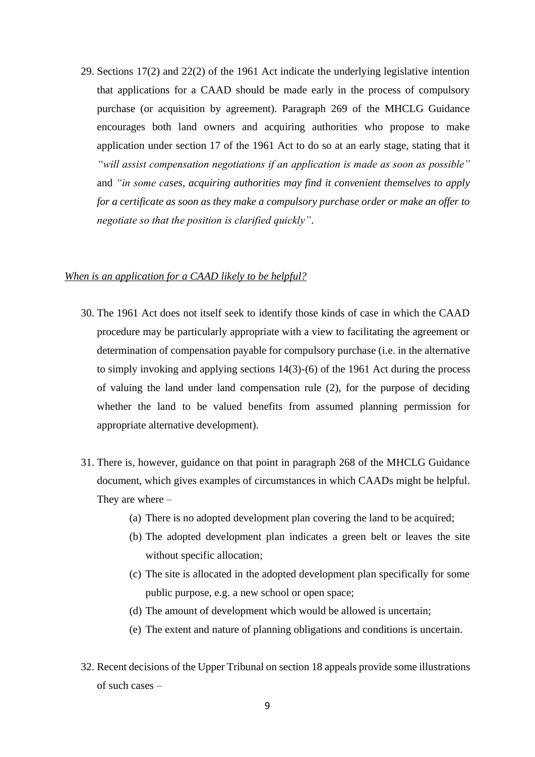29. Sections 17(2) and 22(2) of the 1961 Act indicate the underlying legislative intention that applications for a CAAD should be made early in the process of compulsory purchase (or acquisition by agreement). Paragraph 269 of the MHCLG Guidance encourages both land owners and acquiring authorities who propose to make application under section 17 of the 1961 Act to do so at an early stage, stating that it *"will assist compensation negotiations if an application is made as soon as possible"* and *"in some cases, acquiring authorities may find it convenient themselves to apply for a certificate as soon as they make a compulsory purchase order or make an offer to negotiate so that the position is clarified quickly"*.

*When is an application for a CAAD likely to be helpful?*

30. The 1961 Act does not itself seek to identify those kinds of case in which the CAAD procedure may be particularly appropriate with a view to facilitating the agreement or determination of compensation payable for compulsory purchase (i.e. in the alternative to simply invoking and applying sections 14(3)-(6) of the 1961 Act during the process of valuing the land under land compensation rule (2), for the purpose of deciding whether the land to be valued benefits from assumed planning permission for appropriate alternative development).

31. There is, however, guidance on that point in paragraph 268 of the MHCLG Guidance document, which gives examples of circumstances in which CAADs might be helpful. They are where –

    (a) There is no adopted development plan covering the land to be acquired;
    (b) The adopted development plan indicates a green belt or leaves the site without specific allocation;
    (c) The site is allocated in the adopted development plan specifically for some public purpose, e.g. a new school or open space;
    (d) The amount of development which would be allowed is uncertain;
    (e) The extent and nature of planning obligations and conditions is uncertain.

32. Recent decisions of the Upper Tribunal on section 18 appeals provide some illustrations of such cases –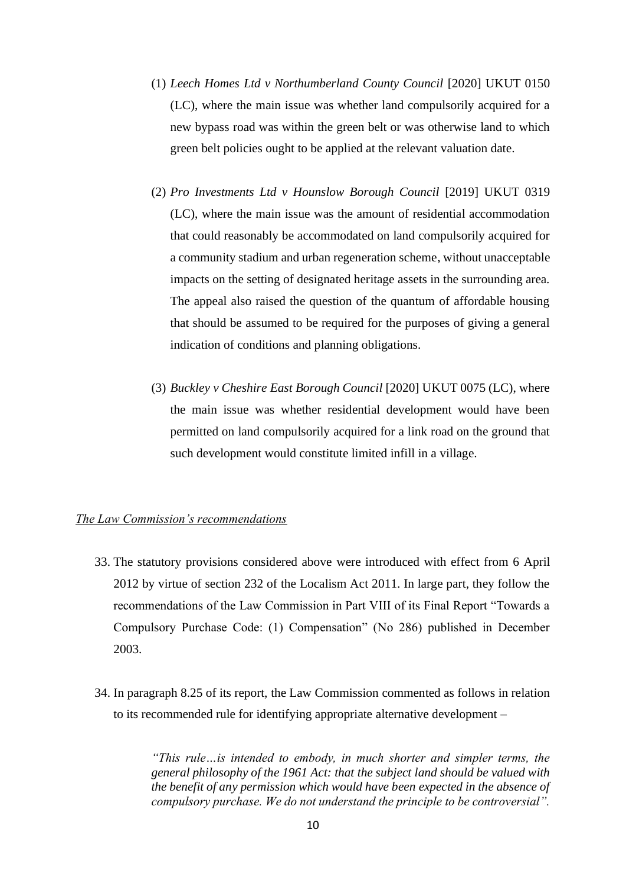(1) *Leech Homes Ltd v Northumberland County Council* [2020] UKUT 0150 (LC), where the main issue was whether land compulsorily acquired for a new bypass road was within the green belt or was otherwise land to which green belt policies ought to be applied at the relevant valuation date.

(2) *Pro Investments Ltd v Hounslow Borough Council* [2019] UKUT 0319 (LC), where the main issue was the amount of residential accommodation that could reasonably be accommodated on land compulsorily acquired for a community stadium and urban regeneration scheme, without unacceptable impacts on the setting of designated heritage assets in the surrounding area. The appeal also raised the question of the quantum of affordable housing that should be assumed to be required for the purposes of giving a general indication of conditions and planning obligations.

(3) *Buckley v Cheshire East Borough Council* [2020] UKUT 0075 (LC), where the main issue was whether residential development would have been permitted on land compulsorily acquired for a link road on the ground that such development would constitute limited infill in a village.

*The Law Commission's recommendations*

33. The statutory provisions considered above were introduced with effect from 6 April 2012 by virtue of section 232 of the Localism Act 2011. In large part, they follow the recommendations of the Law Commission in Part VIII of its Final Report "Towards a Compulsory Purchase Code: (1) Compensation" (No 286) published in December 2003.

34. In paragraph 8.25 of its report, the Law Commission commented as follows in relation to its recommended rule for identifying appropriate alternative development –

> *"This rule…is intended to embody, in much shorter and simpler terms, the general philosophy of the 1961 Act: that the subject land should be valued with the benefit of any permission which would have been expected in the absence of compulsory purchase. We do not understand the principle to be controversial".*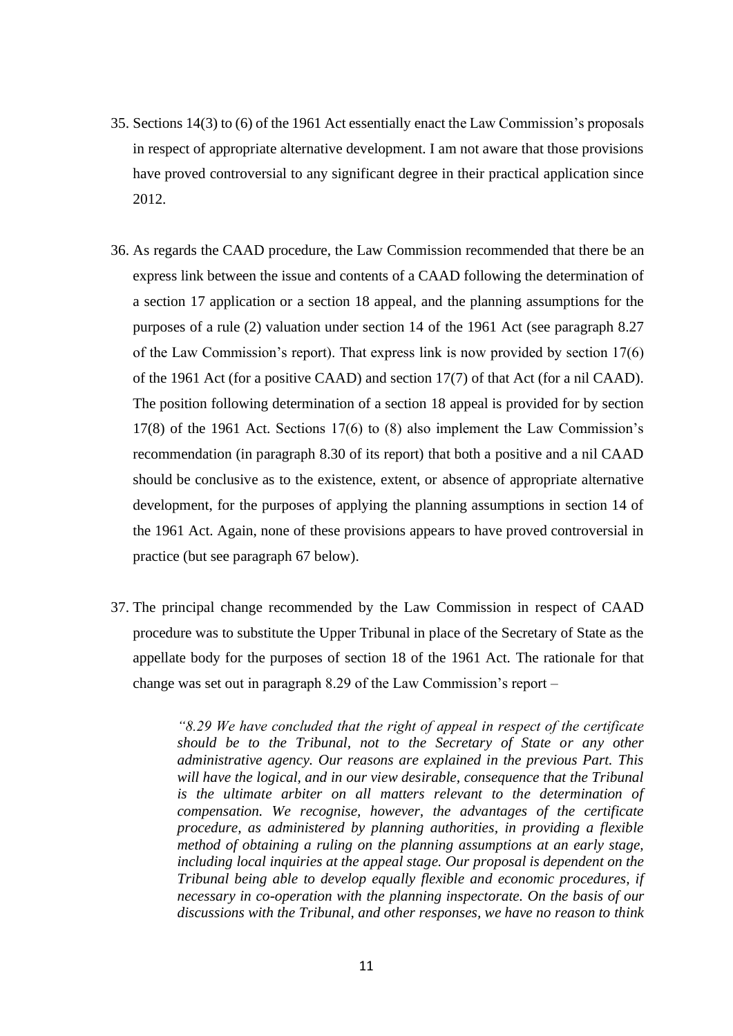35. Sections 14(3) to (6) of the 1961 Act essentially enact the Law Commission's proposals in respect of appropriate alternative development. I am not aware that those provisions have proved controversial to any significant degree in their practical application since 2012.

36. As regards the CAAD procedure, the Law Commission recommended that there be an express link between the issue and contents of a CAAD following the determination of a section 17 application or a section 18 appeal, and the planning assumptions for the purposes of a rule (2) valuation under section 14 of the 1961 Act (see paragraph 8.27 of the Law Commission's report). That express link is now provided by section 17(6) of the 1961 Act (for a positive CAAD) and section 17(7) of that Act (for a nil CAAD). The position following determination of a section 18 appeal is provided for by section 17(8) of the 1961 Act. Sections 17(6) to (8) also implement the Law Commission's recommendation (in paragraph 8.30 of its report) that both a positive and a nil CAAD should be conclusive as to the existence, extent, or absence of appropriate alternative development, for the purposes of applying the planning assumptions in section 14 of the 1961 Act. Again, none of these provisions appears to have proved controversial in practice (but see paragraph 67 below).

37. The principal change recommended by the Law Commission in respect of CAAD procedure was to substitute the Upper Tribunal in place of the Secretary of State as the appellate body for the purposes of section 18 of the 1961 Act. The rationale for that change was set out in paragraph 8.29 of the Law Commission's report –

> *"8.29 We have concluded that the right of appeal in respect of the certificate should be to the Tribunal, not to the Secretary of State or any other administrative agency. Our reasons are explained in the previous Part. This will have the logical, and in our view desirable, consequence that the Tribunal is the ultimate arbiter on all matters relevant to the determination of compensation. We recognise, however, the advantages of the certificate procedure, as administered by planning authorities, in providing a flexible method of obtaining a ruling on the planning assumptions at an early stage, including local inquiries at the appeal stage. Our proposal is dependent on the Tribunal being able to develop equally flexible and economic procedures, if necessary in co-operation with the planning inspectorate. On the basis of our discussions with the Tribunal, and other responses, we have no reason to think*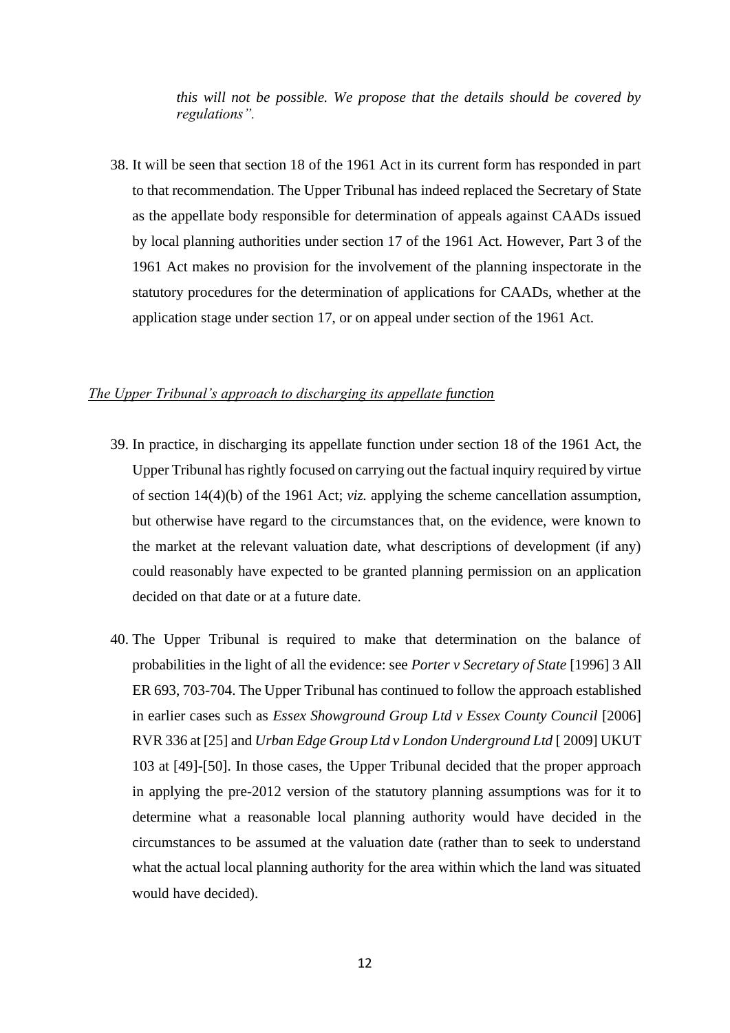*this will not be possible. We propose that the details should be covered by regulations".*

38. It will be seen that section 18 of the 1961 Act in its current form has responded in part to that recommendation. The Upper Tribunal has indeed replaced the Secretary of State as the appellate body responsible for determination of appeals against CAADs issued by local planning authorities under section 17 of the 1961 Act. However, Part 3 of the 1961 Act makes no provision for the involvement of the planning inspectorate in the statutory procedures for the determination of applications for CAADs, whether at the application stage under section 17, or on appeal under section of the 1961 Act.

*The Upper Tribunal's approach to discharging its appellate function*

39. In practice, in discharging its appellate function under section 18 of the 1961 Act, the Upper Tribunal has rightly focused on carrying out the factual inquiry required by virtue of section 14(4)(b) of the 1961 Act; *viz.* applying the scheme cancellation assumption, but otherwise have regard to the circumstances that, on the evidence, were known to the market at the relevant valuation date, what descriptions of development (if any) could reasonably have expected to be granted planning permission on an application decided on that date or at a future date.

40. The Upper Tribunal is required to make that determination on the balance of probabilities in the light of all the evidence: see *Porter v Secretary of State* [1996] 3 All ER 693, 703-704. The Upper Tribunal has continued to follow the approach established in earlier cases such as *Essex Showground Group Ltd v Essex County Council* [2006] RVR 336 at [25] and *Urban Edge Group Ltd v London Underground Ltd* [ 2009] UKUT 103 at [49]-[50]. In those cases, the Upper Tribunal decided that the proper approach in applying the pre-2012 version of the statutory planning assumptions was for it to determine what a reasonable local planning authority would have decided in the circumstances to be assumed at the valuation date (rather than to seek to understand what the actual local planning authority for the area within which the land was situated would have decided).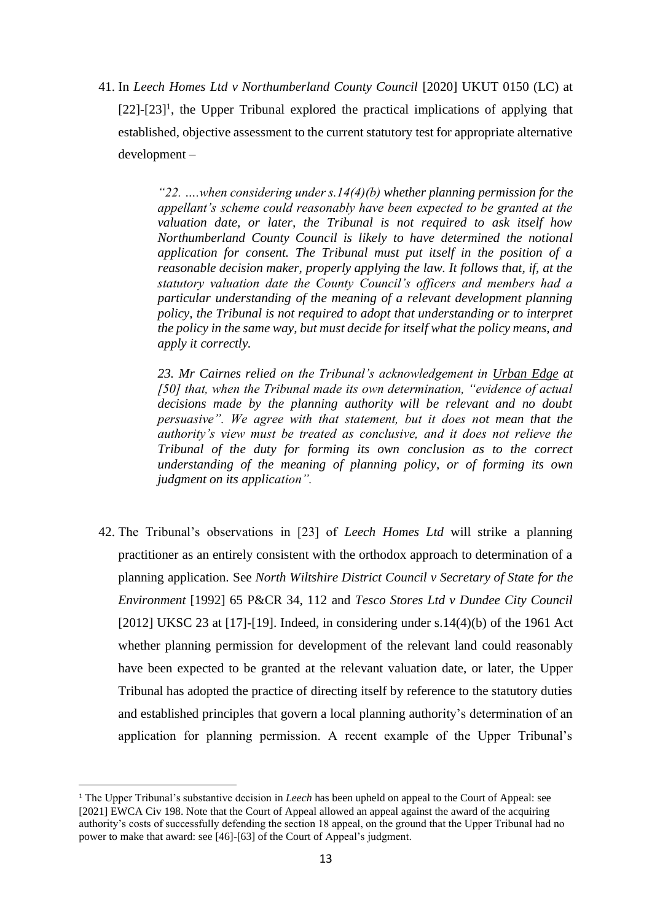41. In *Leech Homes Ltd v Northumberland County Council* [2020] UKUT 0150 (LC) at [22]-[23][1], the Upper Tribunal explored the practical implications of applying that established, objective assessment to the current statutory test for appropriate alternative development –

> *"22. ….when considering under s.14(4)(b) whether planning permission for the appellant's scheme could reasonably have been expected to be granted at the valuation date, or later, the Tribunal is not required to ask itself how Northumberland County Council is likely to have determined the notional application for consent. The Tribunal must put itself in the position of a reasonable decision maker, properly applying the law. It follows that, if, at the statutory valuation date the County Council's officers and members had a particular understanding of the meaning of a relevant development planning policy, the Tribunal is not required to adopt that understanding or to interpret the policy in the same way, but must decide for itself what the policy means, and apply it correctly.*
>
> *23. Mr Cairnes relied on the Tribunal's acknowledgement in Urban Edge at [50] that, when the Tribunal made its own determination, "evidence of actual decisions made by the planning authority will be relevant and no doubt persuasive". We agree with that statement, but it does not mean that the authority's view must be treated as conclusive, and it does not relieve the Tribunal of the duty for forming its own conclusion as to the correct understanding of the meaning of planning policy, or of forming its own judgment on its application".*

42. The Tribunal's observations in [23] of *Leech Homes Ltd* will strike a planning practitioner as an entirely consistent with the orthodox approach to determination of a planning application. See *North Wiltshire District Council v Secretary of State for the Environment* [1992] 65 P&CR 34, 112 and *Tesco Stores Ltd v Dundee City Council* [2012] UKSC 23 at [17]-[19]. Indeed, in considering under s.14(4)(b) of the 1961 Act whether planning permission for development of the relevant land could reasonably have been expected to be granted at the relevant valuation date, or later, the Upper Tribunal has adopted the practice of directing itself by reference to the statutory duties and established principles that govern a local planning authority's determination of an application for planning permission. A recent example of the Upper Tribunal's

---

[1] The Upper Tribunal's substantive decision in *Leech* has been upheld on appeal to the Court of Appeal: see [2021] EWCA Civ 198. Note that the Court of Appeal allowed an appeal against the award of the acquiring authority's costs of successfully defending the section 18 appeal, on the ground that the Upper Tribunal had no power to make that award: see [46]-[63] of the Court of Appeal's judgment.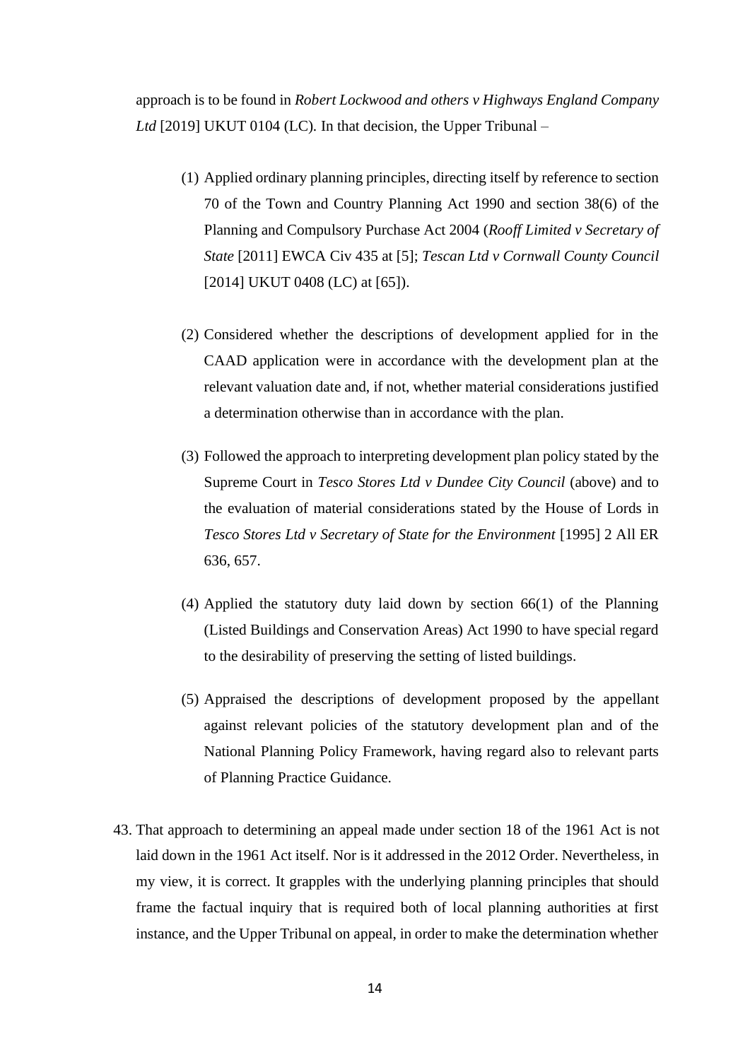approach is to be found in *Robert Lockwood and others v Highways England Company Ltd* [2019] UKUT 0104 (LC). In that decision, the Upper Tribunal –

(1) Applied ordinary planning principles, directing itself by reference to section 70 of the Town and Country Planning Act 1990 and section 38(6) of the Planning and Compulsory Purchase Act 2004 (*Rooff Limited v Secretary of State* [2011] EWCA Civ 435 at [5]; *Tescan Ltd v Cornwall County Council* [2014] UKUT 0408 (LC) at [65]).

(2) Considered whether the descriptions of development applied for in the CAAD application were in accordance with the development plan at the relevant valuation date and, if not, whether material considerations justified a determination otherwise than in accordance with the plan.

(3) Followed the approach to interpreting development plan policy stated by the Supreme Court in *Tesco Stores Ltd v Dundee City Council* (above) and to the evaluation of material considerations stated by the House of Lords in *Tesco Stores Ltd v Secretary of State for the Environment* [1995] 2 All ER 636, 657.

(4) Applied the statutory duty laid down by section 66(1) of the Planning (Listed Buildings and Conservation Areas) Act 1990 to have special regard to the desirability of preserving the setting of listed buildings.

(5) Appraised the descriptions of development proposed by the appellant against relevant policies of the statutory development plan and of the National Planning Policy Framework, having regard also to relevant parts of Planning Practice Guidance.

43. That approach to determining an appeal made under section 18 of the 1961 Act is not laid down in the 1961 Act itself. Nor is it addressed in the 2012 Order. Nevertheless, in my view, it is correct. It grapples with the underlying planning principles that should frame the factual inquiry that is required both of local planning authorities at first instance, and the Upper Tribunal on appeal, in order to make the determination whether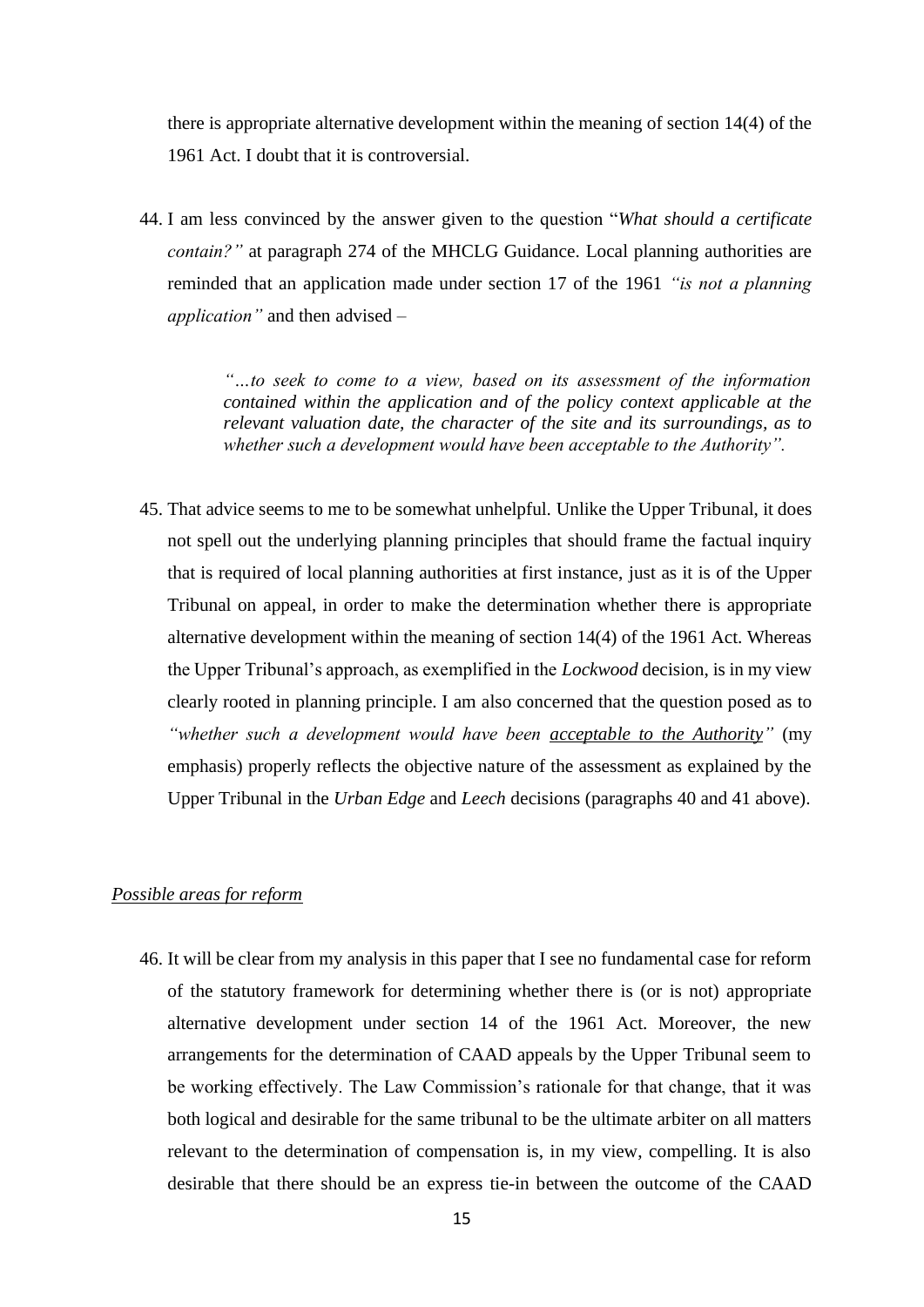there is appropriate alternative development within the meaning of section 14(4) of the 1961 Act. I doubt that it is controversial.

44. I am less convinced by the answer given to the question "*What should a certificate contain?*" at paragraph 274 of the MHCLG Guidance. Local planning authorities are reminded that an application made under section 17 of the 1961 *"is not a planning application"* and then advised –

> *"…to seek to come to a view, based on its assessment of the information contained within the application and of the policy context applicable at the relevant valuation date, the character of the site and its surroundings, as to whether such a development would have been acceptable to the Authority".*

45. That advice seems to me to be somewhat unhelpful. Unlike the Upper Tribunal, it does not spell out the underlying planning principles that should frame the factual inquiry that is required of local planning authorities at first instance, just as it is of the Upper Tribunal on appeal, in order to make the determination whether there is appropriate alternative development within the meaning of section 14(4) of the 1961 Act. Whereas the Upper Tribunal's approach, as exemplified in the *Lockwood* decision, is in my view clearly rooted in planning principle. I am also concerned that the question posed as to *"whether such a development would have been acceptable to the Authority"* (my emphasis) properly reflects the objective nature of the assessment as explained by the Upper Tribunal in the *Urban Edge* and *Leech* decisions (paragraphs 40 and 41 above).

*Possible areas for reform*

46. It will be clear from my analysis in this paper that I see no fundamental case for reform of the statutory framework for determining whether there is (or is not) appropriate alternative development under section 14 of the 1961 Act. Moreover, the new arrangements for the determination of CAAD appeals by the Upper Tribunal seem to be working effectively. The Law Commission's rationale for that change, that it was both logical and desirable for the same tribunal to be the ultimate arbiter on all matters relevant to the determination of compensation is, in my view, compelling. It is also desirable that there should be an express tie-in between the outcome of the CAAD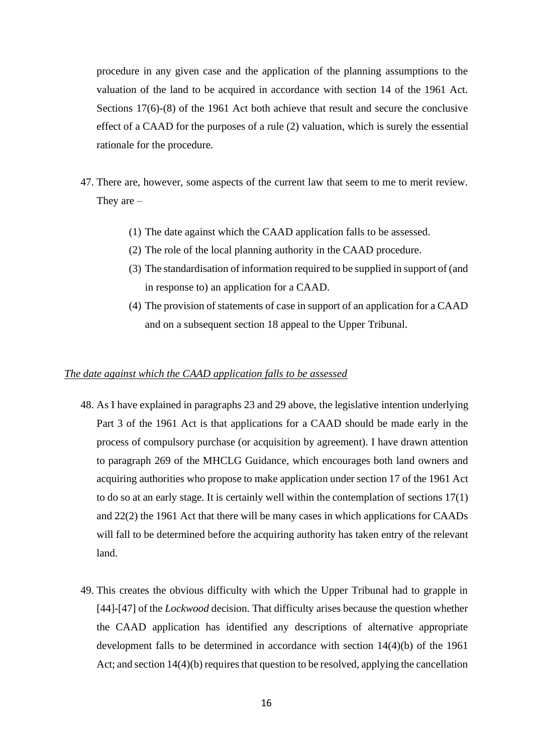procedure in any given case and the application of the planning assumptions to the valuation of the land to be acquired in accordance with section 14 of the 1961 Act. Sections 17(6)-(8) of the 1961 Act both achieve that result and secure the conclusive effect of a CAAD for the purposes of a rule (2) valuation, which is surely the essential rationale for the procedure.

47. There are, however, some aspects of the current law that seem to me to merit review. They are –

    (1) The date against which the CAAD application falls to be assessed.
    (2) The role of the local planning authority in the CAAD procedure.
    (3) The standardisation of information required to be supplied in support of (and in response to) an application for a CAAD.
    (4) The provision of statements of case in support of an application for a CAAD and on a subsequent section 18 appeal to the Upper Tribunal.

*The date against which the CAAD application falls to be assessed*

48. As I have explained in paragraphs 23 and 29 above, the legislative intention underlying Part 3 of the 1961 Act is that applications for a CAAD should be made early in the process of compulsory purchase (or acquisition by agreement). I have drawn attention to paragraph 269 of the MHCLG Guidance, which encourages both land owners and acquiring authorities who propose to make application under section 17 of the 1961 Act to do so at an early stage. It is certainly well within the contemplation of sections 17(1) and 22(2) the 1961 Act that there will be many cases in which applications for CAADs will fall to be determined before the acquiring authority has taken entry of the relevant land.

49. This creates the obvious difficulty with which the Upper Tribunal had to grapple in [44]-[47] of the *Lockwood* decision. That difficulty arises because the question whether the CAAD application has identified any descriptions of alternative appropriate development falls to be determined in accordance with section 14(4)(b) of the 1961 Act; and section 14(4)(b) requires that question to be resolved, applying the cancellation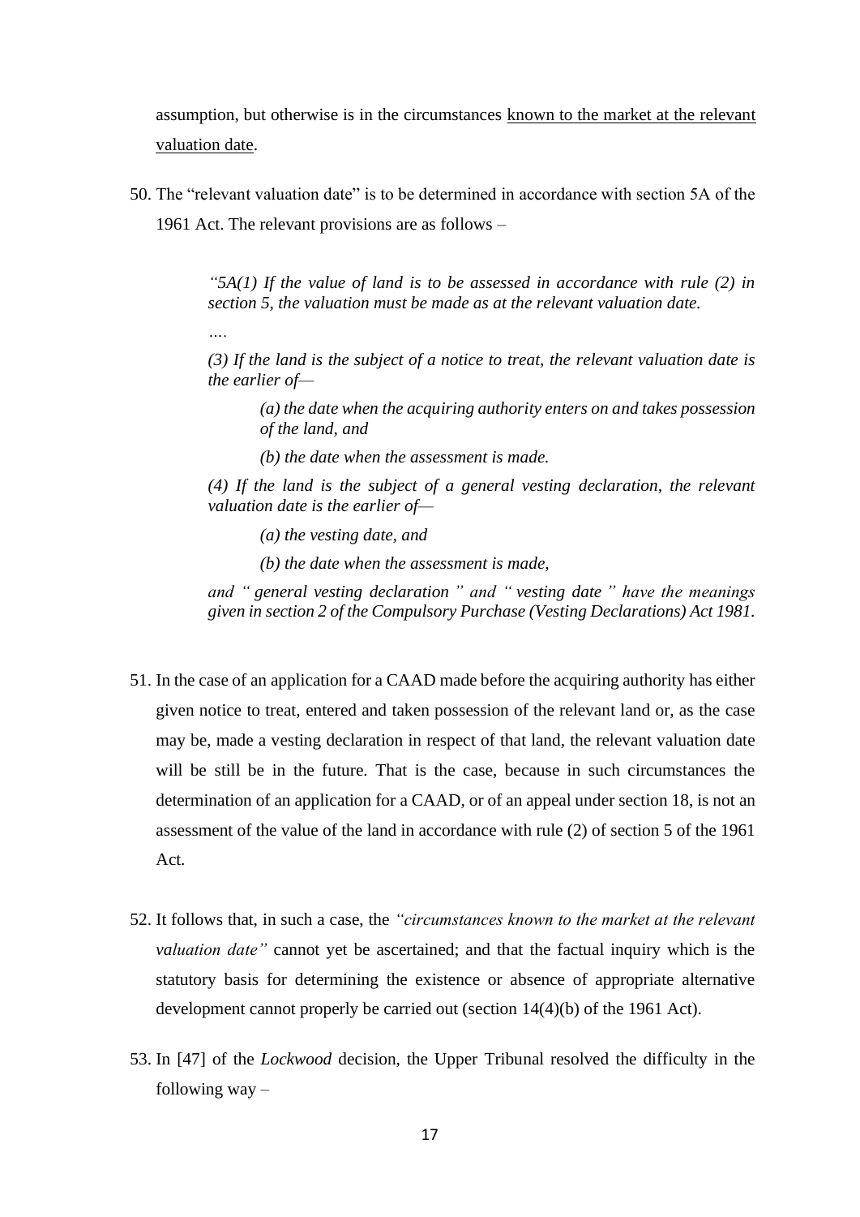assumption, but otherwise is in the circumstances known to the market at the relevant valuation date.

50. The "relevant valuation date" is to be determined in accordance with section 5A of the 1961 Act. The relevant provisions are as follows –

> *"5A(1) If the value of land is to be assessed in accordance with rule (2) in section 5, the valuation must be made as at the relevant valuation date.*
>
> *….*
>
> *(3) If the land is the subject of a notice to treat, the relevant valuation date is the earlier of—*
>
> > *(a) the date when the acquiring authority enters on and takes possession of the land, and*
> >
> > *(b) the date when the assessment is made.*
>
> *(4) If the land is the subject of a general vesting declaration, the relevant valuation date is the earlier of—*
>
> > *(a) the vesting date, and*
> >
> > *(b) the date when the assessment is made,*
>
> *and " general vesting declaration " and " vesting date " have the meanings given in section 2 of the Compulsory Purchase (Vesting Declarations) Act 1981.*

51. In the case of an application for a CAAD made before the acquiring authority has either given notice to treat, entered and taken possession of the relevant land or, as the case may be, made a vesting declaration in respect of that land, the relevant valuation date will be still be in the future. That is the case, because in such circumstances the determination of an application for a CAAD, or of an appeal under section 18, is not an assessment of the value of the land in accordance with rule (2) of section 5 of the 1961 Act.

52. It follows that, in such a case, the *"circumstances known to the market at the relevant valuation date"* cannot yet be ascertained; and that the factual inquiry which is the statutory basis for determining the existence or absence of appropriate alternative development cannot properly be carried out (section 14(4)(b) of the 1961 Act).

53. In [47] of the *Lockwood* decision, the Upper Tribunal resolved the difficulty in the following way –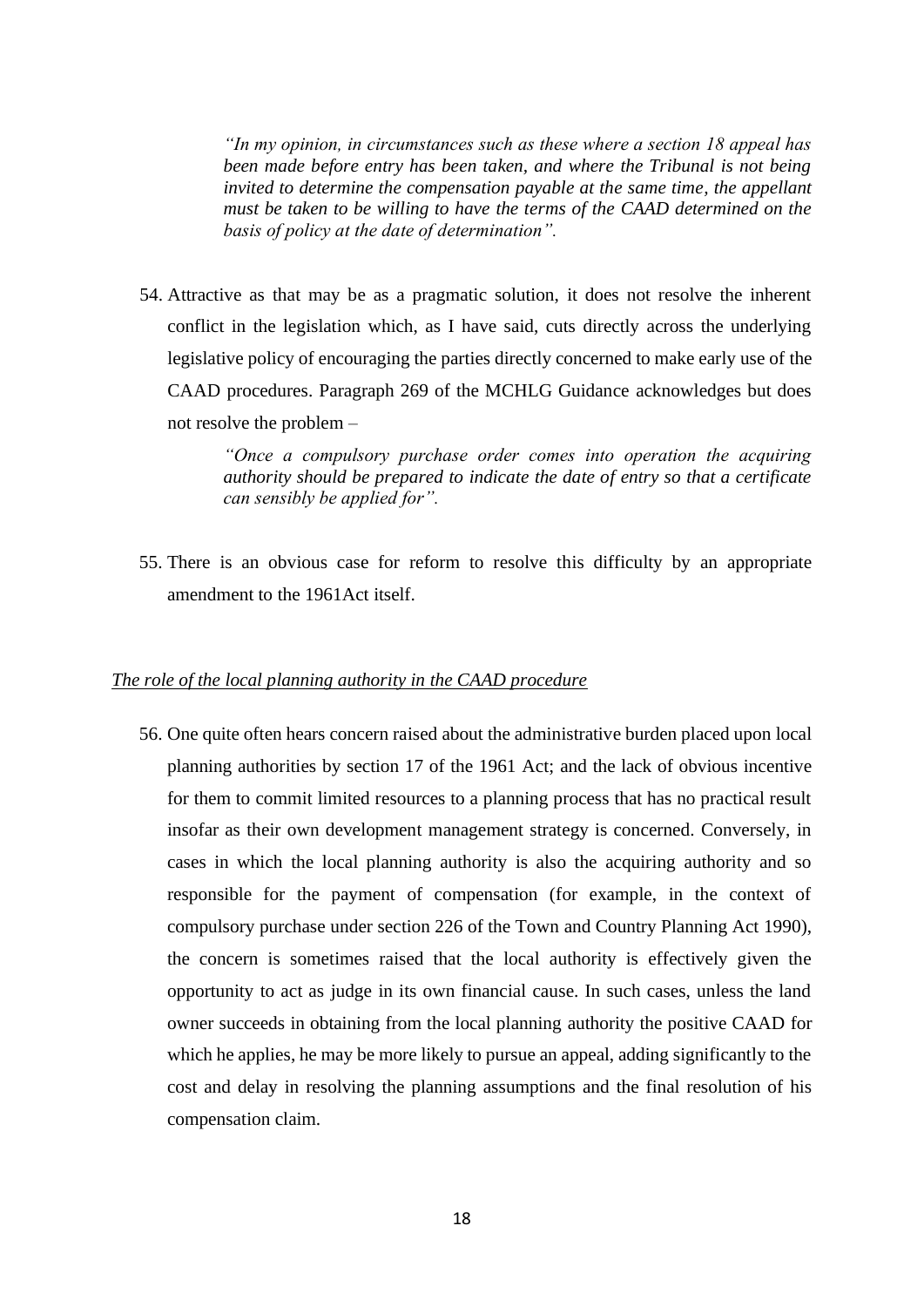> *"In my opinion, in circumstances such as these where a section 18 appeal has been made before entry has been taken, and where the Tribunal is not being invited to determine the compensation payable at the same time, the appellant must be taken to be willing to have the terms of the CAAD determined on the basis of policy at the date of determination".*

54. Attractive as that may be as a pragmatic solution, it does not resolve the inherent conflict in the legislation which, as I have said, cuts directly across the underlying legislative policy of encouraging the parties directly concerned to make early use of the CAAD procedures. Paragraph 269 of the MCHLG Guidance acknowledges but does not resolve the problem –

> *"Once a compulsory purchase order comes into operation the acquiring authority should be prepared to indicate the date of entry so that a certificate can sensibly be applied for".*

55. There is an obvious case for reform to resolve this difficulty by an appropriate amendment to the 1961Act itself.

*The role of the local planning authority in the CAAD procedure*

56. One quite often hears concern raised about the administrative burden placed upon local planning authorities by section 17 of the 1961 Act; and the lack of obvious incentive for them to commit limited resources to a planning process that has no practical result insofar as their own development management strategy is concerned. Conversely, in cases in which the local planning authority is also the acquiring authority and so responsible for the payment of compensation (for example, in the context of compulsory purchase under section 226 of the Town and Country Planning Act 1990), the concern is sometimes raised that the local authority is effectively given the opportunity to act as judge in its own financial cause. In such cases, unless the land owner succeeds in obtaining from the local planning authority the positive CAAD for which he applies, he may be more likely to pursue an appeal, adding significantly to the cost and delay in resolving the planning assumptions and the final resolution of his compensation claim.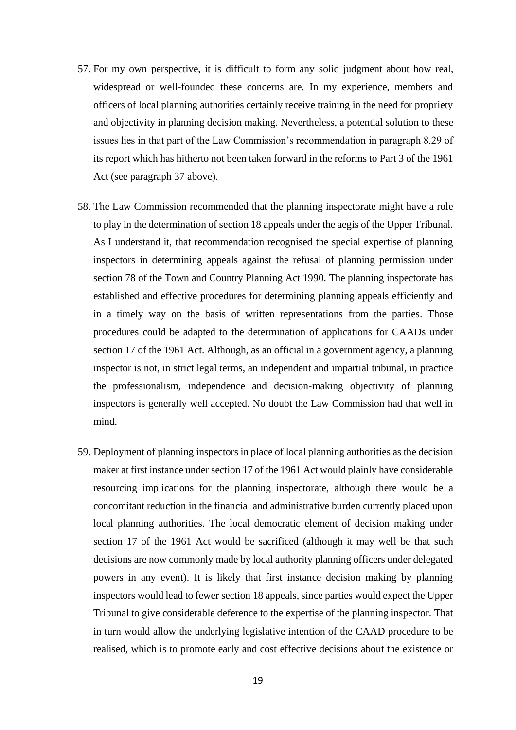57. For my own perspective, it is difficult to form any solid judgment about how real, widespread or well-founded these concerns are. In my experience, members and officers of local planning authorities certainly receive training in the need for propriety and objectivity in planning decision making. Nevertheless, a potential solution to these issues lies in that part of the Law Commission's recommendation in paragraph 8.29 of its report which has hitherto not been taken forward in the reforms to Part 3 of the 1961 Act (see paragraph 37 above).

58. The Law Commission recommended that the planning inspectorate might have a role to play in the determination of section 18 appeals under the aegis of the Upper Tribunal. As I understand it, that recommendation recognised the special expertise of planning inspectors in determining appeals against the refusal of planning permission under section 78 of the Town and Country Planning Act 1990. The planning inspectorate has established and effective procedures for determining planning appeals efficiently and in a timely way on the basis of written representations from the parties. Those procedures could be adapted to the determination of applications for CAADs under section 17 of the 1961 Act. Although, as an official in a government agency, a planning inspector is not, in strict legal terms, an independent and impartial tribunal, in practice the professionalism, independence and decision-making objectivity of planning inspectors is generally well accepted. No doubt the Law Commission had that well in mind.

59. Deployment of planning inspectors in place of local planning authorities as the decision maker at first instance under section 17 of the 1961 Act would plainly have considerable resourcing implications for the planning inspectorate, although there would be a concomitant reduction in the financial and administrative burden currently placed upon local planning authorities. The local democratic element of decision making under section 17 of the 1961 Act would be sacrificed (although it may well be that such decisions are now commonly made by local authority planning officers under delegated powers in any event). It is likely that first instance decision making by planning inspectors would lead to fewer section 18 appeals, since parties would expect the Upper Tribunal to give considerable deference to the expertise of the planning inspector. That in turn would allow the underlying legislative intention of the CAAD procedure to be realised, which is to promote early and cost effective decisions about the existence or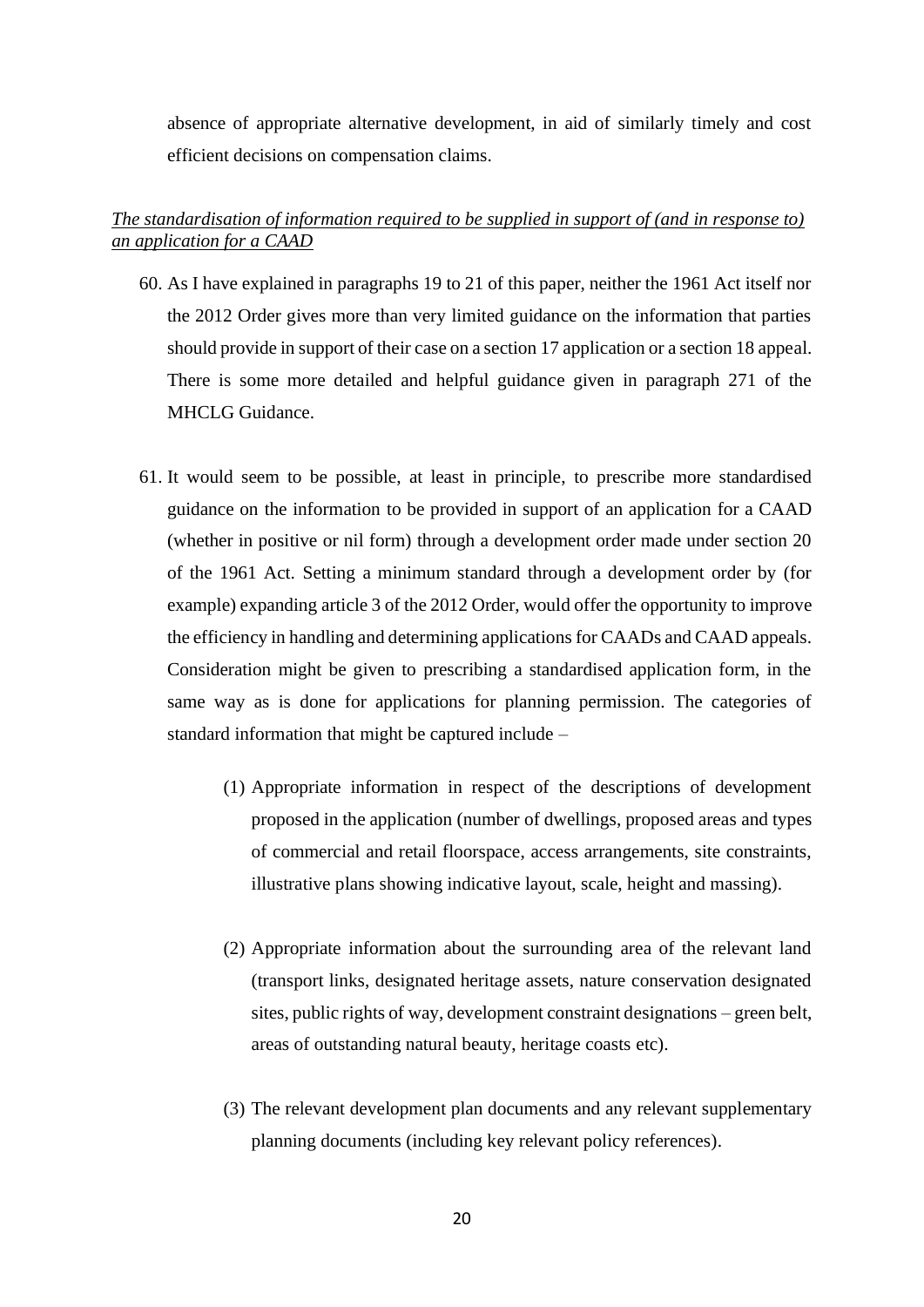absence of appropriate alternative development, in aid of similarly timely and cost efficient decisions on compensation claims.

*<u>The standardisation of information required to be supplied in support of (and in response to) an application for a CAAD</u>*

60. As I have explained in paragraphs 19 to 21 of this paper, neither the 1961 Act itself nor the 2012 Order gives more than very limited guidance on the information that parties should provide in support of their case on a section 17 application or a section 18 appeal. There is some more detailed and helpful guidance given in paragraph 271 of the MHCLG Guidance.

61. It would seem to be possible, at least in principle, to prescribe more standardised guidance on the information to be provided in support of an application for a CAAD (whether in positive or nil form) through a development order made under section 20 of the 1961 Act. Setting a minimum standard through a development order by (for example) expanding article 3 of the 2012 Order, would offer the opportunity to improve the efficiency in handling and determining applications for CAADs and CAAD appeals. Consideration might be given to prescribing a standardised application form, in the same way as is done for applications for planning permission. The categories of standard information that might be captured include –

    (1) Appropriate information in respect of the descriptions of development proposed in the application (number of dwellings, proposed areas and types of commercial and retail floorspace, access arrangements, site constraints, illustrative plans showing indicative layout, scale, height and massing).

    (2) Appropriate information about the surrounding area of the relevant land (transport links, designated heritage assets, nature conservation designated sites, public rights of way, development constraint designations – green belt, areas of outstanding natural beauty, heritage coasts etc).

    (3) The relevant development plan documents and any relevant supplementary planning documents (including key relevant policy references).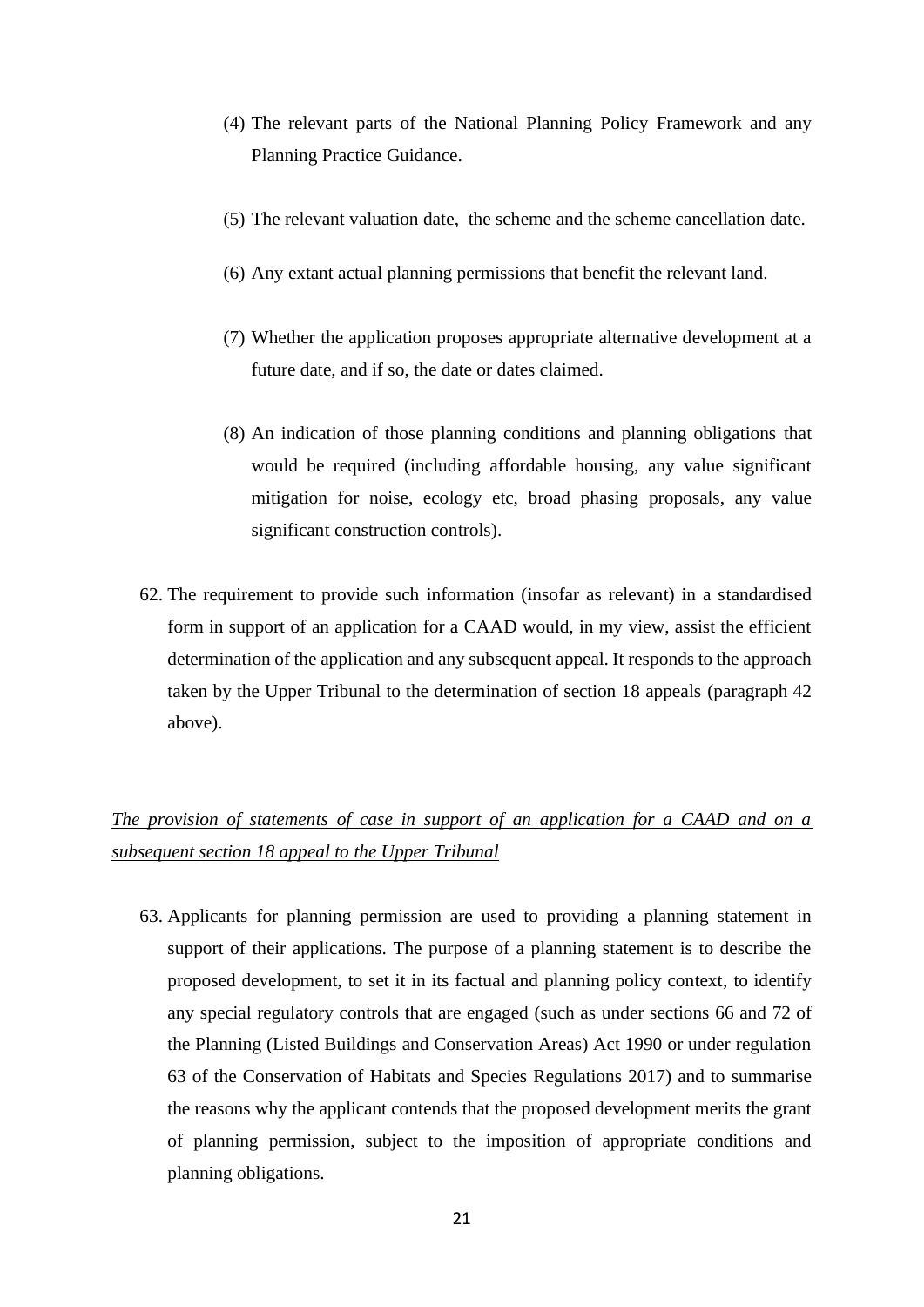(4) The relevant parts of the National Planning Policy Framework and any Planning Practice Guidance.

(5) The relevant valuation date, the scheme and the scheme cancellation date.

(6) Any extant actual planning permissions that benefit the relevant land.

(7) Whether the application proposes appropriate alternative development at a future date, and if so, the date or dates claimed.

(8) An indication of those planning conditions and planning obligations that would be required (including affordable housing, any value significant mitigation for noise, ecology etc, broad phasing proposals, any value significant construction controls).

62. The requirement to provide such information (insofar as relevant) in a standardised form in support of an application for a CAAD would, in my view, assist the efficient determination of the application and any subsequent appeal. It responds to the approach taken by the Upper Tribunal to the determination of section 18 appeals (paragraph 42 above).

*The provision of statements of case in support of an application for a CAAD and on a subsequent section 18 appeal to the Upper Tribunal*

63. Applicants for planning permission are used to providing a planning statement in support of their applications. The purpose of a planning statement is to describe the proposed development, to set it in its factual and planning policy context, to identify any special regulatory controls that are engaged (such as under sections 66 and 72 of the Planning (Listed Buildings and Conservation Areas) Act 1990 or under regulation 63 of the Conservation of Habitats and Species Regulations 2017) and to summarise the reasons why the applicant contends that the proposed development merits the grant of planning permission, subject to the imposition of appropriate conditions and planning obligations.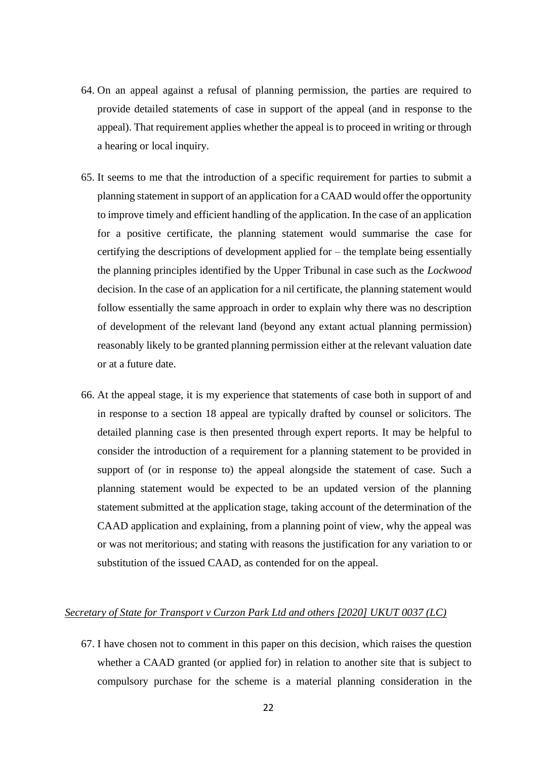64. On an appeal against a refusal of planning permission, the parties are required to provide detailed statements of case in support of the appeal (and in response to the appeal). That requirement applies whether the appeal is to proceed in writing or through a hearing or local inquiry.

65. It seems to me that the introduction of a specific requirement for parties to submit a planning statement in support of an application for a CAAD would offer the opportunity to improve timely and efficient handling of the application. In the case of an application for a positive certificate, the planning statement would summarise the case for certifying the descriptions of development applied for – the template being essentially the planning principles identified by the Upper Tribunal in case such as the *Lockwood* decision. In the case of an application for a nil certificate, the planning statement would follow essentially the same approach in order to explain why there was no description of development of the relevant land (beyond any extant actual planning permission) reasonably likely to be granted planning permission either at the relevant valuation date or at a future date.

66. At the appeal stage, it is my experience that statements of case both in support of and in response to a section 18 appeal are typically drafted by counsel or solicitors. The detailed planning case is then presented through expert reports. It may be helpful to consider the introduction of a requirement for a planning statement to be provided in support of (or in response to) the appeal alongside the statement of case. Such a planning statement would be expected to be an updated version of the planning statement submitted at the application stage, taking account of the determination of the CAAD application and explaining, from a planning point of view, why the appeal was or was not meritorious; and stating with reasons the justification for any variation to or substitution of the issued CAAD, as contended for on the appeal.

*Secretary of State for Transport v Curzon Park Ltd and others [2020] UKUT 0037 (LC)*

67. I have chosen not to comment in this paper on this decision, which raises the question whether a CAAD granted (or applied for) in relation to another site that is subject to compulsory purchase for the scheme is a material planning consideration in the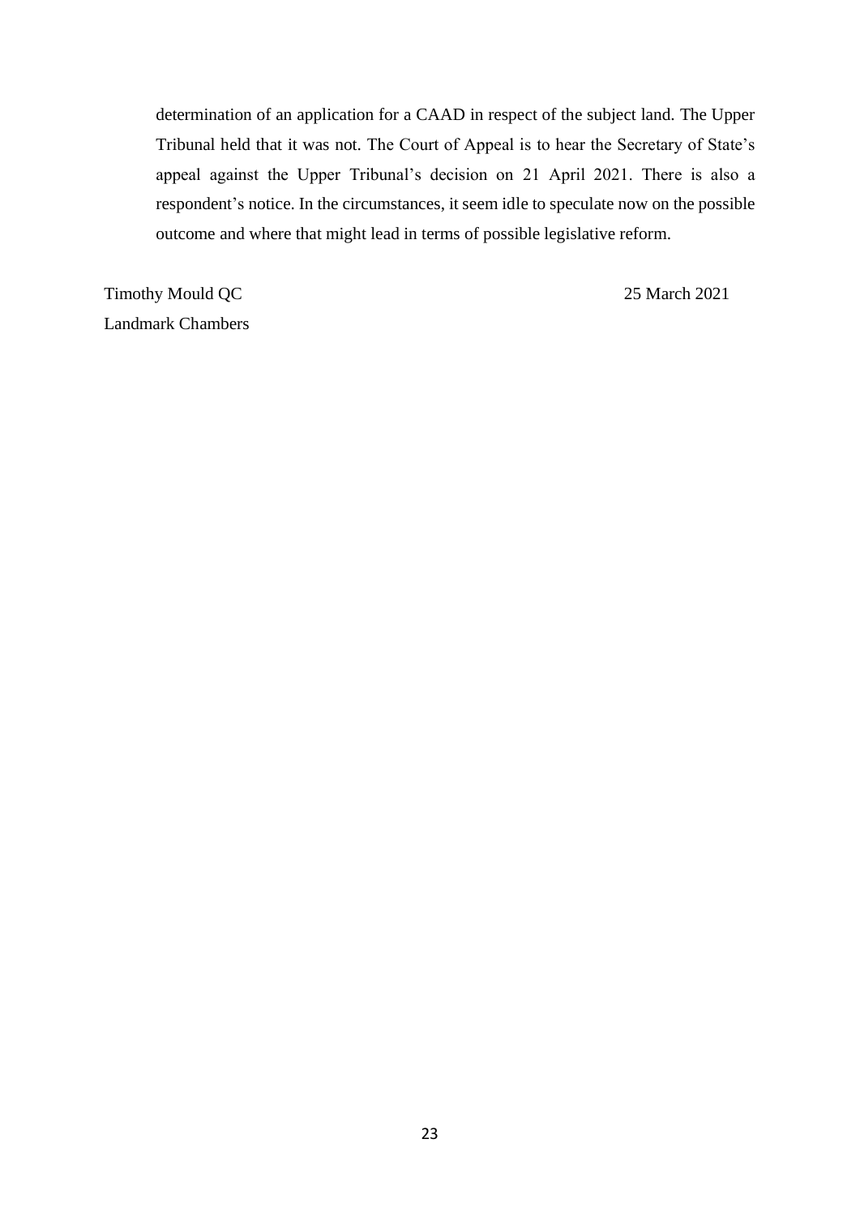determination of an application for a CAAD in respect of the subject land. The Upper Tribunal held that it was not. The Court of Appeal is to hear the Secretary of State's appeal against the Upper Tribunal's decision on 21 April 2021. There is also a respondent's notice. In the circumstances, it seem idle to speculate now on the possible outcome and where that might lead in terms of possible legislative reform.

Timothy Mould QC

Landmark Chambers

25 March 2021